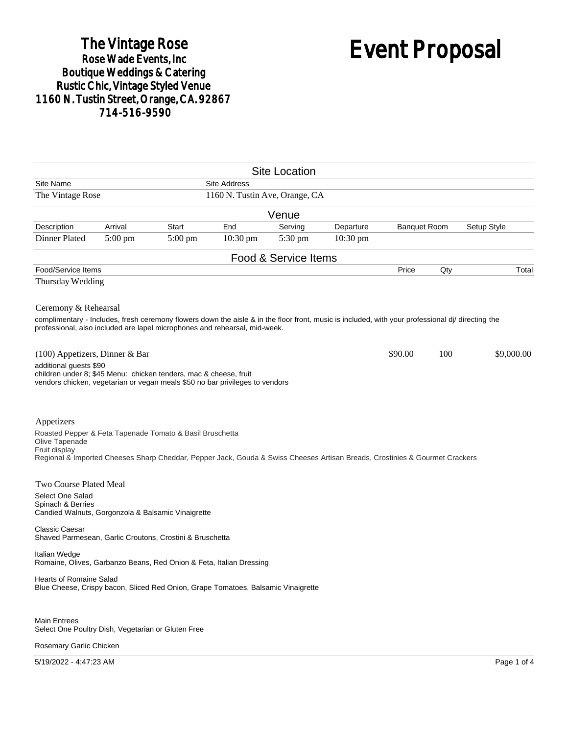# The Vintage Rose

**Rose Wade Events, Inc**
**Boutique Weddings & Catering**
**Rustic Chic, Vintage Styled Venue**
**1160 N. Tustin Street, Orange, CA. 92867**
**714-516-9590**

# Event Proposal

## Site Location

| Site Name | Site Address |
|---|---|
| The Vintage Rose | 1160 N. Tustin Ave, Orange, CA |

## Venue

| Description | Arrival | Start | End | Serving | Departure | Banquet Room | Setup Style |
|---|---|---|---|---|---|---|---|
| Dinner Plated | 5:00 pm | 5:00 pm | 10:30 pm | 5:30 pm | 10:30 pm | | |

## Food & Service Items

| Food/Service Items | Price | Qty | Total |
|---|---|---|---|
| Thursday Wedding | | | |
| (100) Appetizers, Dinner & Bar | $90.00 | 100 | $9,000.00 |

Thursday Wedding

### Ceremony & Rehearsal

complimentary - Includes, fresh ceremony flowers down the aisle & in the floor front, music is included, with your professional dj/ directing the professional, also included are lapel microphones and rehearsal, mid-week.

### (100) Appetizers, Dinner & Bar

additional guests $90
children under 8; $45 Menu: chicken tenders, mac & cheese, fruit
vendors chicken, vegetarian or vegan meals $50 no bar privileges to vendors

### Appetizers

Roasted Pepper & Feta Tapenade Tomato & Basil Bruschetta
Olive Tapenade
Fruit display
Regional & Imported Cheeses Sharp Cheddar, Pepper Jack, Gouda & Swiss Cheeses Artisan Breads, Crostinies & Gourmet Crackers

### Two Course Plated Meal

Select One Salad
Spinach & Berries
Candied Walnuts, Gorgonzola & Balsamic Vinaigrette

Classic Caesar
Shaved Parmesean, Garlic Croutons, Crostini & Bruschetta

Italian Wedge
Romaine, Olives, Garbanzo Beans, Red Onion & Feta, Italian Dressing

Hearts of Romaine Salad
Blue Cheese, Crispy bacon, Sliced Red Onion, Grape Tomatoes, Balsamic Vinaigrette

Main Entrees
Select One Poultry Dish, Vegetarian or Gluten Free

Rosemary Garlic Chicken

5/19/2022 - 4:47:23 AM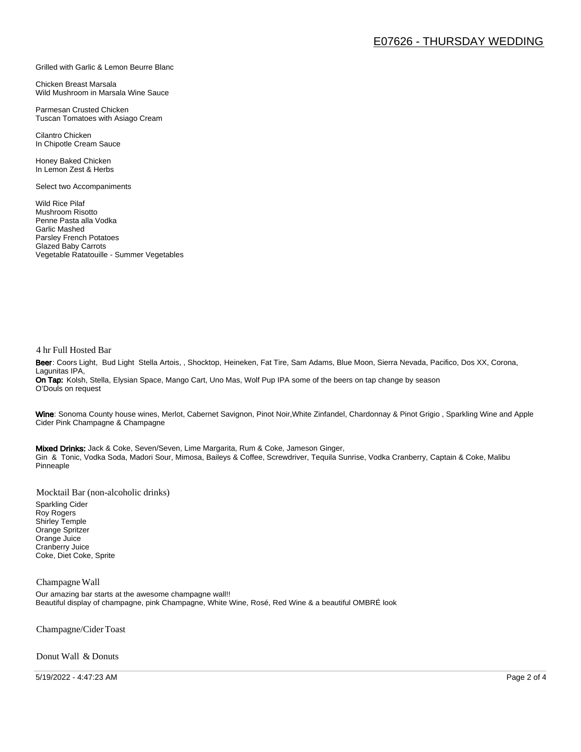Grilled with Garlic & Lemon Beurre Blanc

Chicken Breast Marsala
Wild Mushroom in Marsala Wine Sauce

Parmesan Crusted Chicken
Tuscan Tomatoes with Asiago Cream

Cilantro Chicken
In Chipotle Cream Sauce

Honey Baked Chicken
In Lemon Zest & Herbs

Select two Accompaniments

Wild Rice Pilaf
Mushroom Risotto
Penne Pasta alla Vodka
Garlic Mashed
Parsley French Potatoes
Glazed Baby Carrots
Vegetable Ratatouille - Summer Vegetables

## 4 hr Full Hosted Bar

**Beer**: Coors Light, Bud Light Stella Artois, , Shocktop, Heineken, Fat Tire, Sam Adams, Blue Moon, Sierra Nevada, Pacifico, Dos XX, Corona, Lagunitas IPA,
**On Tap:** Kolsh, Stella, Elysian Space, Mango Cart, Uno Mas, Wolf Pup IPA some of the beers on tap change by season
O'Douls on request

**Wine**: Sonoma County house wines, Merlot, Cabernet Savignon, Pinot Noir,White Zinfandel, Chardonnay & Pinot Grigio , Sparkling Wine and Apple Cider Pink Champagne & Champagne

**Mixed Drinks:** Jack & Coke, Seven/Seven, Lime Margarita, Rum & Coke, Jameson Ginger,
Gin & Tonic, Vodka Soda, Madori Sour, Mimosa, Baileys & Coffee, Screwdriver, Tequila Sunrise, Vodka Cranberry, Captain & Coke, Malibu Pinneaple

## Mocktail Bar (non-alcoholic drinks)

Sparkling Cider
Roy Rogers
Shirley Temple
Orange Spritzer
Orange Juice
Cranberry Juice
Coke, Diet Coke, Sprite

## Champagne Wall

Our amazing bar starts at the awesome champagne wall!!
Beautiful display of champagne, pink Champagne, White Wine, Rosé, Red Wine & a beautiful OMBRÉ look

## Champagne/Cider Toast

## Donut Wall & Donuts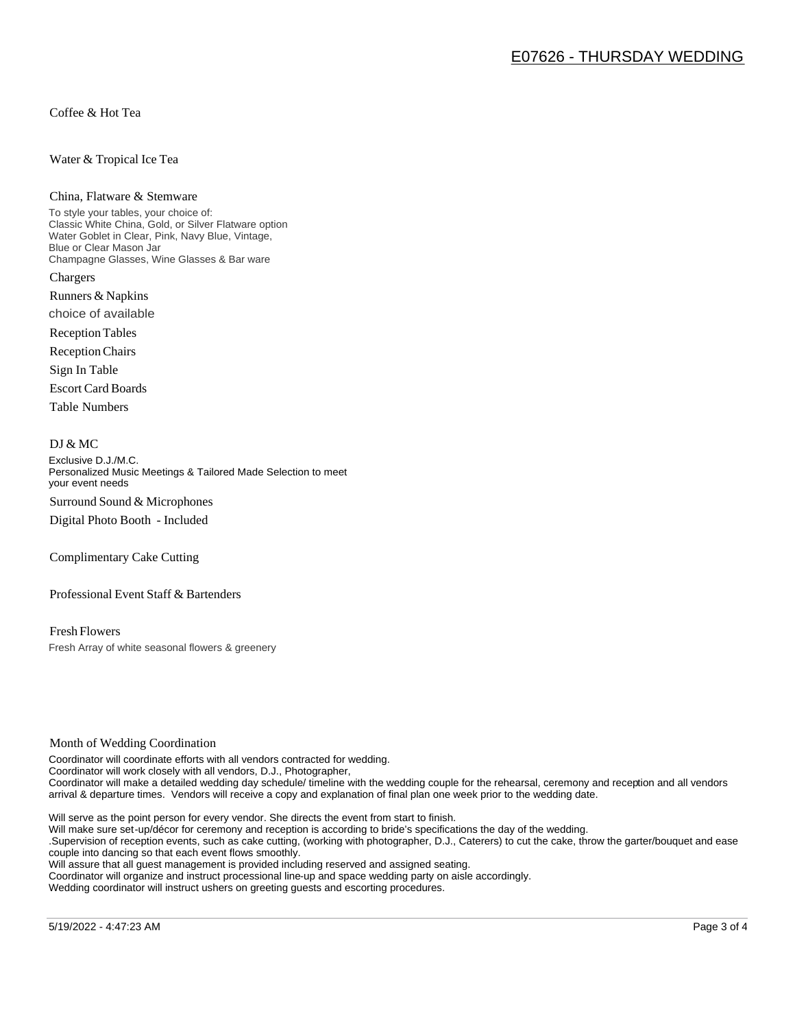Coffee & Hot Tea

Water & Tropical Ice Tea

China, Flatware & Stemware

To style your tables, your choice of:
Classic White China, Gold, or Silver Flatware option
Water Goblet in Clear, Pink, Navy Blue, Vintage, Blue or Clear Mason Jar
Champagne Glasses, Wine Glasses & Bar ware

Chargers

Runners & Napkins

choice of available

Reception Tables

Reception Chairs

Sign In Table

Escort Card Boards

Table Numbers

DJ & MC

Exclusive D.J./M.C.
Personalized Music Meetings & Tailored Made Selection to meet your event needs

Surround Sound & Microphones

Digital Photo Booth - Included

Complimentary Cake Cutting

Professional Event Staff & Bartenders

Fresh Flowers

Fresh Array of white seasonal flowers & greenery

Month of Wedding Coordination

Coordinator will coordinate efforts with all vendors contracted for wedding.
Coordinator will work closely with all vendors, D.J., Photographer,
Coordinator will make a detailed wedding day schedule/ timeline with the wedding couple for the rehearsal, ceremony and reception and all vendors arrival & departure times. Vendors will receive a copy and explanation of final plan one week prior to the wedding date.

Will serve as the point person for every vendor. She directs the event from start to finish.
Will make sure set-up/décor for ceremony and reception is according to bride's specifications the day of the wedding.
.Supervision of reception events, such as cake cutting, (working with photographer, D.J., Caterers) to cut the cake, throw the garter/bouquet and ease couple into dancing so that each event flows smoothly.
Will assure that all guest management is provided including reserved and assigned seating.
Coordinator will organize and instruct processional line-up and space wedding party on aisle accordingly.
Wedding coordinator will instruct ushers on greeting guests and escorting procedures.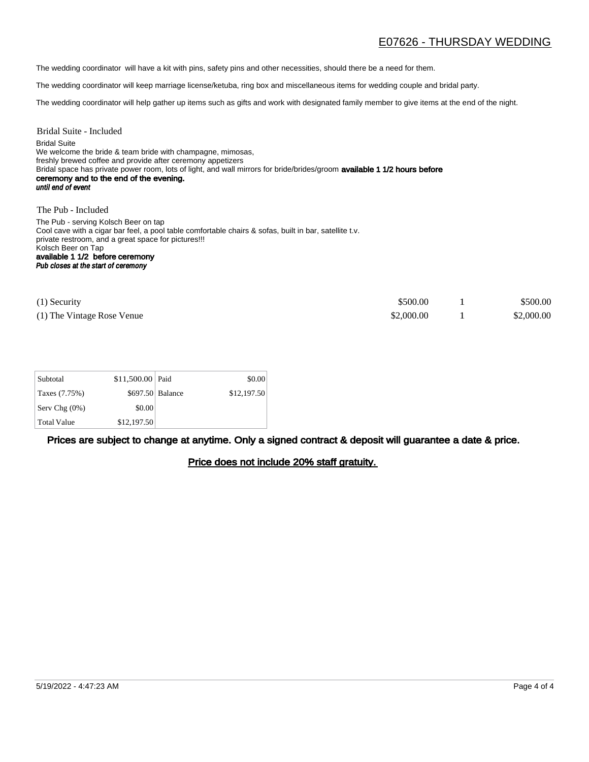The wedding coordinator will have a kit with pins, safety pins and other necessities, should there be a need for them.

The wedding coordinator will keep marriage license/ketuba, ring box and miscellaneous items for wedding couple and bridal party.

The wedding coordinator will help gather up items such as gifts and work with designated family member to give items at the end of the night.

Bridal Suite - Included

Bridal Suite
We welcome the bride & team bride with champagne, mimosas,
freshly brewed coffee and provide after ceremony appetizers
Bridal space has private power room, lots of light, and wall mirrors for bride/brides/groom **available 1 1/2 hours before ceremony and to the end of the evening.**
***until end of event***

The Pub - Included

The Pub - serving Kolsch Beer on tap
Cool cave with a cigar bar feel, a pool table comfortable chairs & sofas, built in bar, satellite t.v.
private restroom, and a great space for pictures!!!
Kolsch Beer on Tap
**available 1 1/2 before ceremony**
***Pub closes at the start of ceremony***

| | | | |
|---|---|---|---|
| (1) Security | $500.00 | 1 | $500.00 |
| (1) The Vintage Rose Venue | $2,000.00 | 1 | $2,000.00 |

| | | | |
|---|---|---|---|
| Subtotal | $11,500.00 | Paid | $0.00 |
| Taxes (7.75%) | $697.50 | Balance | $12,197.50 |
| Serv Chg (0%) | $0.00 | | |
| Total Value | $12,197.50 | | |

**Prices are subject to change at anytime. Only a signed contract & deposit will guarantee a date & price.**

**Price does not include 20% staff gratuity.**